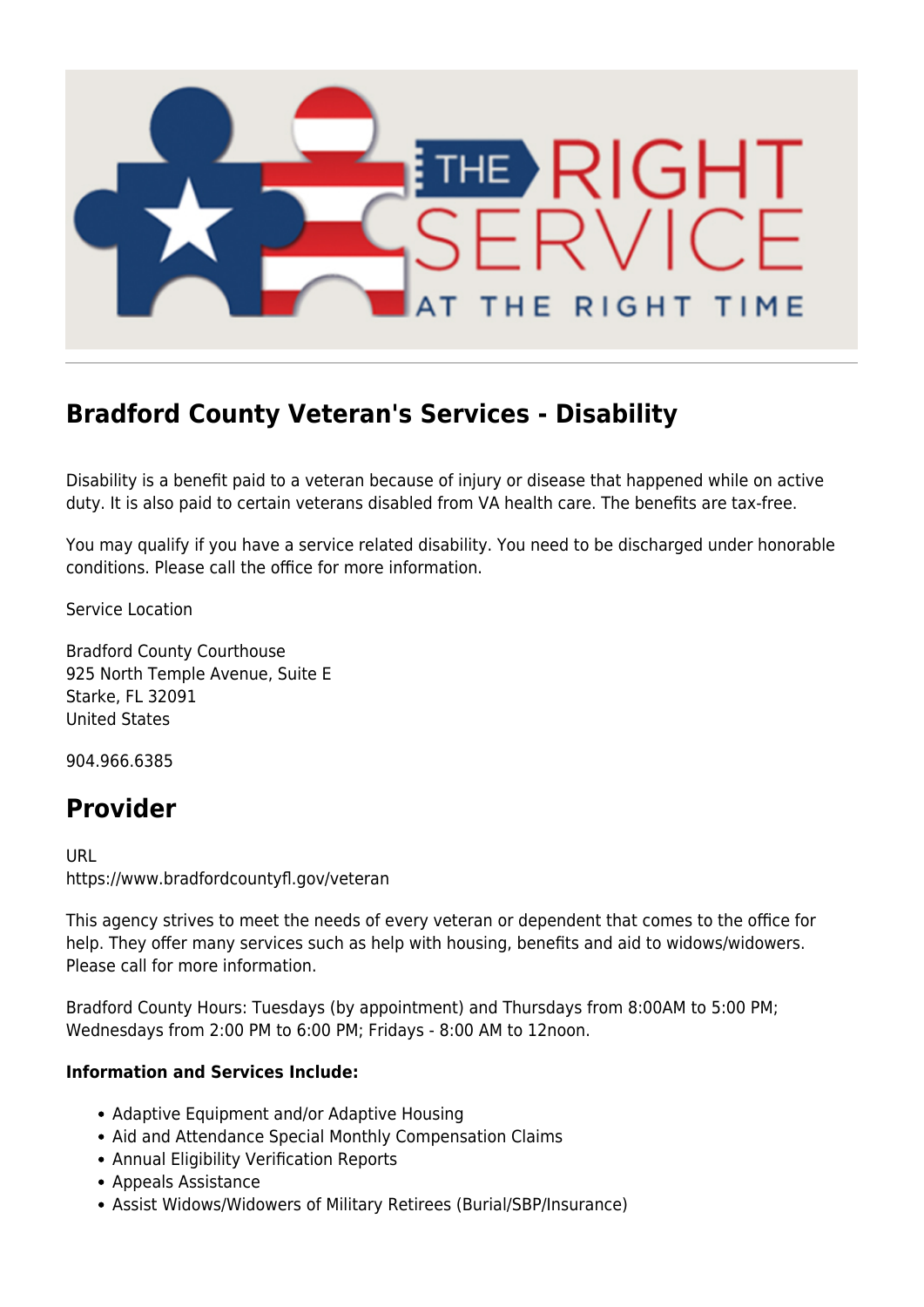## Bradford County Veteran's Services - Disability

Disability is a benefit paid to a veteran because of injury or disease that happened while on active duty. It is also paid to certain veterans disabled from VA health care. The benefits are tax-free.

You may qualify if you have a service related disability. You need to be discharged under honorable conditions. Please call the office for more information.

Service Location

Bradford County Courthouse
925 North Temple Avenue, Suite E
Starke, FL 32091
United States

904.966.6385

## Provider

URL
https://www.bradfordcountyfl.gov/veteran

This agency strives to meet the needs of every veteran or dependent that comes to the office for help. They offer many services such as help with housing, benefits and aid to widows/widowers. Please call for more information.

Bradford County Hours: Tuesdays (by appointment) and Thursdays from 8:00AM to 5:00 PM; Wednesdays from 2:00 PM to 6:00 PM; Fridays - 8:00 AM to 12noon.

**Information and Services Include:**

- Adaptive Equipment and/or Adaptive Housing
- Aid and Attendance Special Monthly Compensation Claims
- Annual Eligibility Verification Reports
- Appeals Assistance
- Assist Widows/Widowers of Military Retirees (Burial/SBP/Insurance)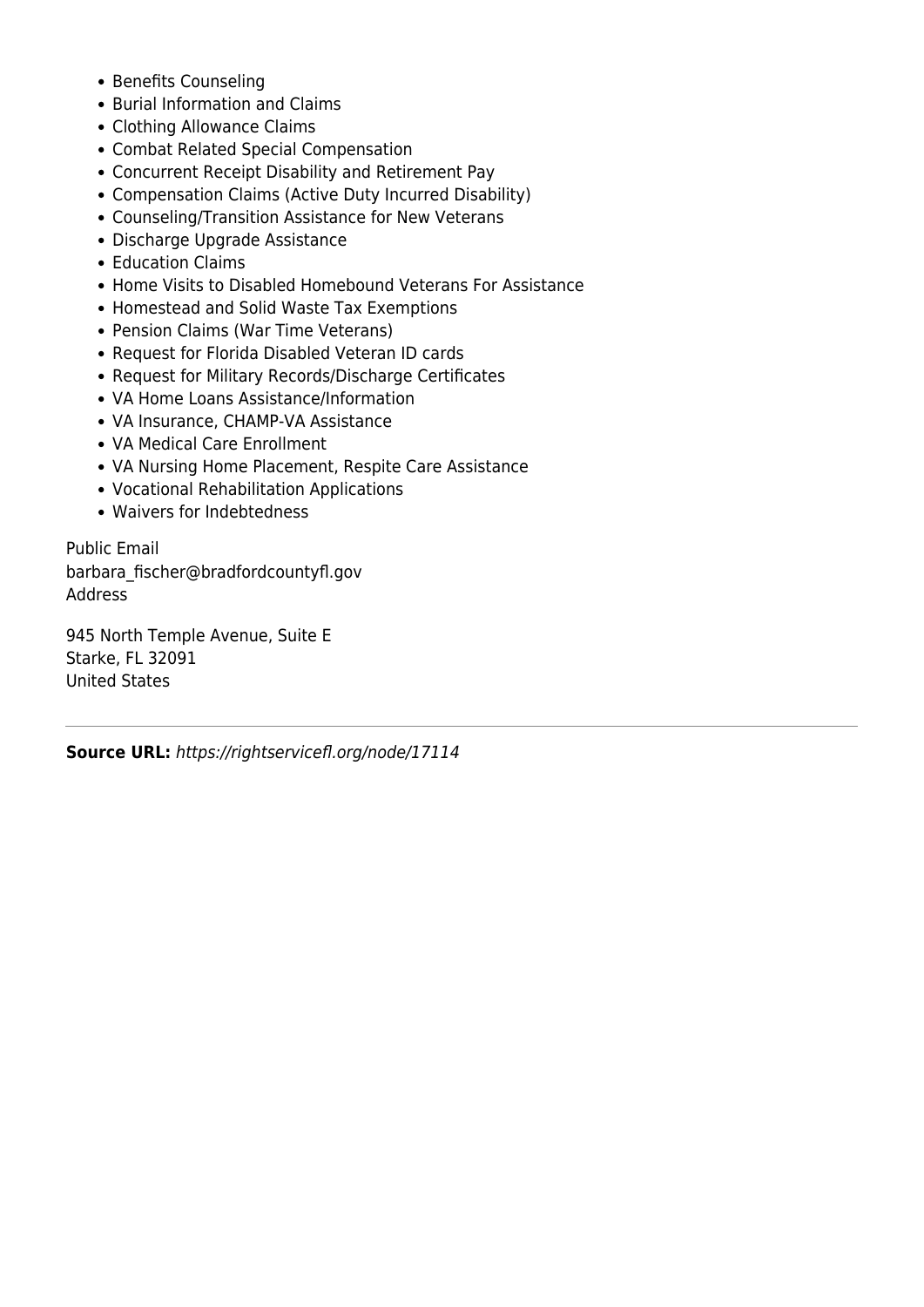- Benefits Counseling
- Burial Information and Claims
- Clothing Allowance Claims
- Combat Related Special Compensation
- Concurrent Receipt Disability and Retirement Pay
- Compensation Claims (Active Duty Incurred Disability)
- Counseling/Transition Assistance for New Veterans
- Discharge Upgrade Assistance
- Education Claims
- Home Visits to Disabled Homebound Veterans For Assistance
- Homestead and Solid Waste Tax Exemptions
- Pension Claims (War Time Veterans)
- Request for Florida Disabled Veteran ID cards
- Request for Military Records/Discharge Certificates
- VA Home Loans Assistance/Information
- VA Insurance, CHAMP-VA Assistance
- VA Medical Care Enrollment
- VA Nursing Home Placement, Respite Care Assistance
- Vocational Rehabilitation Applications
- Waivers for Indebtedness

Public Email
barbara_fischer@bradfordcountyfl.gov
Address

945 North Temple Avenue, Suite E
Starke, FL 32091
United States

---

**Source URL:** *https://rightservicefl.org/node/17114*